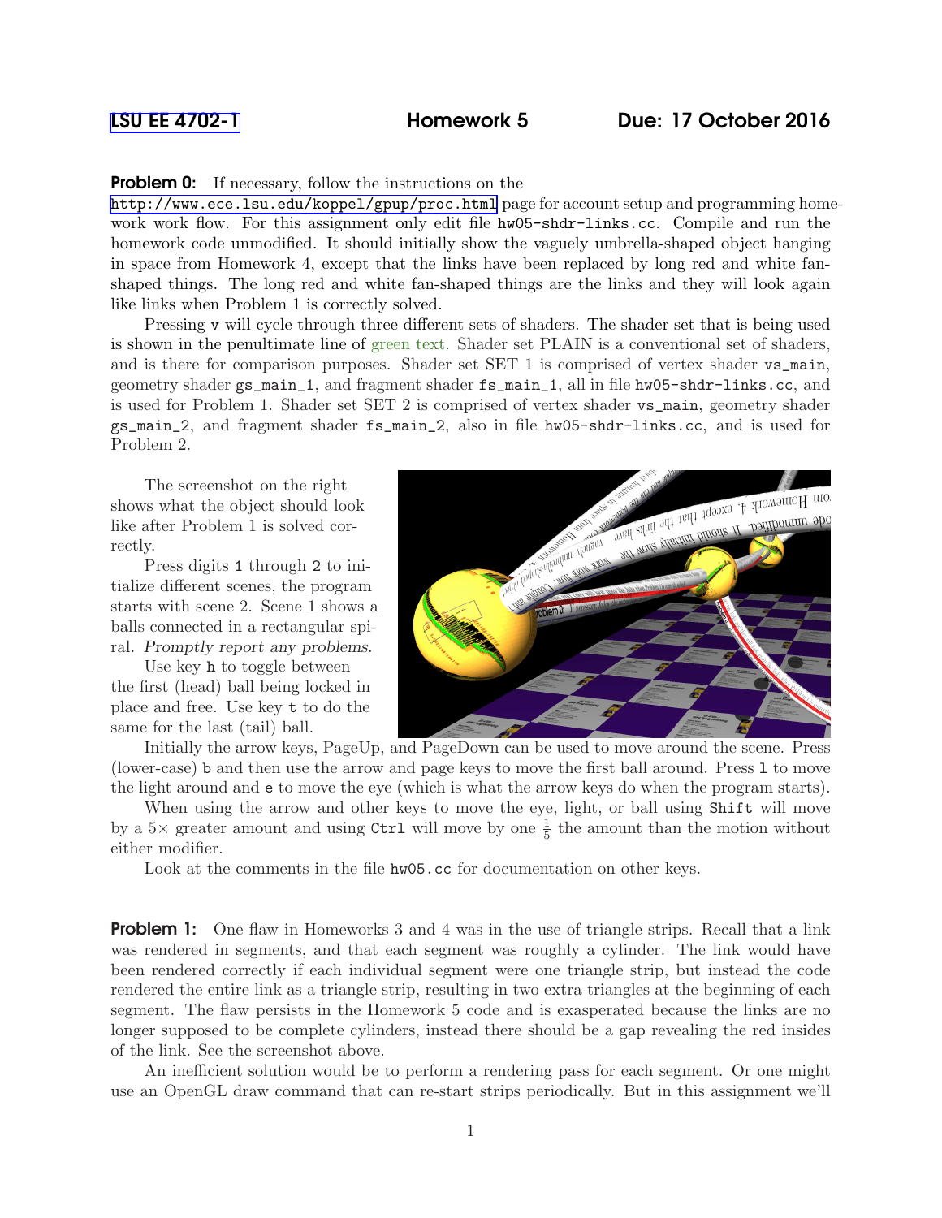LSU EE 4702-1 **Homework 5** **Due: 17 October 2016**

**Problem 0:** If necessary, follow the instructions on the http://www.ece.lsu.edu/koppel/gpup/proc.html page for account setup and programming homework work flow. For this assignment only edit file `hw05-shdr-links.cc`. Compile and run the homework code unmodified. It should initially show the vaguely umbrella-shaped object hanging in space from Homework 4, except that the links have been replaced by long red and white fan-shaped things. The long red and white fan-shaped things are the links and they will look again like links when Problem 1 is correctly solved.

Pressing `v` will cycle through three different sets of shaders. The shader set that is being used is shown in the penultimate line of green text. Shader set PLAIN is a conventional set of shaders, and is there for comparison purposes. Shader set SET 1 is comprised of vertex shader `vs_main`, geometry shader `gs_main_1`, and fragment shader `fs_main_1`, all in file `hw05-shdr-links.cc`, and is used for Problem 1. Shader set SET 2 is comprised of vertex shader `vs_main`, geometry shader `gs_main_2`, and fragment shader `fs_main_2`, also in file `hw05-shdr-links.cc`, and is used for Problem 2.

The screenshot on the right shows what the object should look like after Problem 1 is solved correctly.

Press digits `1` through `2` to initialize different scenes, the program starts with scene 2. Scene 1 shows a balls connected in a rectangular spiral. *Promptly report any problems.*

Use key `h` to toggle between the first (head) ball being locked in place and free. Use key `t` to do the same for the last (tail) ball.

Initially the arrow keys, PageUp, and PageDown can be used to move around the scene. Press (lower-case) `b` and then use the arrow and page keys to move the first ball around. Press `l` to move the light around and `e` to move the eye (which is what the arrow keys do when the program starts).

When using the arrow and other keys to move the eye, light, or ball using `Shift` will move by a $5\times$ greater amount and using `Ctrl` will move by one $\frac{1}{5}$ the amount than the motion without either modifier.

Look at the comments in the file `hw05.cc` for documentation on other keys.

**Problem 1:** One flaw in Homeworks 3 and 4 was in the use of triangle strips. Recall that a link was rendered in segments, and that each segment was roughly a cylinder. The link would have been rendered correctly if each individual segment were one triangle strip, but instead the code rendered the entire link as a triangle strip, resulting in two extra triangles at the beginning of each segment. The flaw persists in the Homework 5 code and is exasperated because the links are no longer supposed to be complete cylinders, instead there should be a gap revealing the red insides of the link. See the screenshot above.

An inefficient solution would be to perform a rendering pass for each segment. Or one might use an OpenGL draw command that can re-start strips periodically. But in this assignment we'll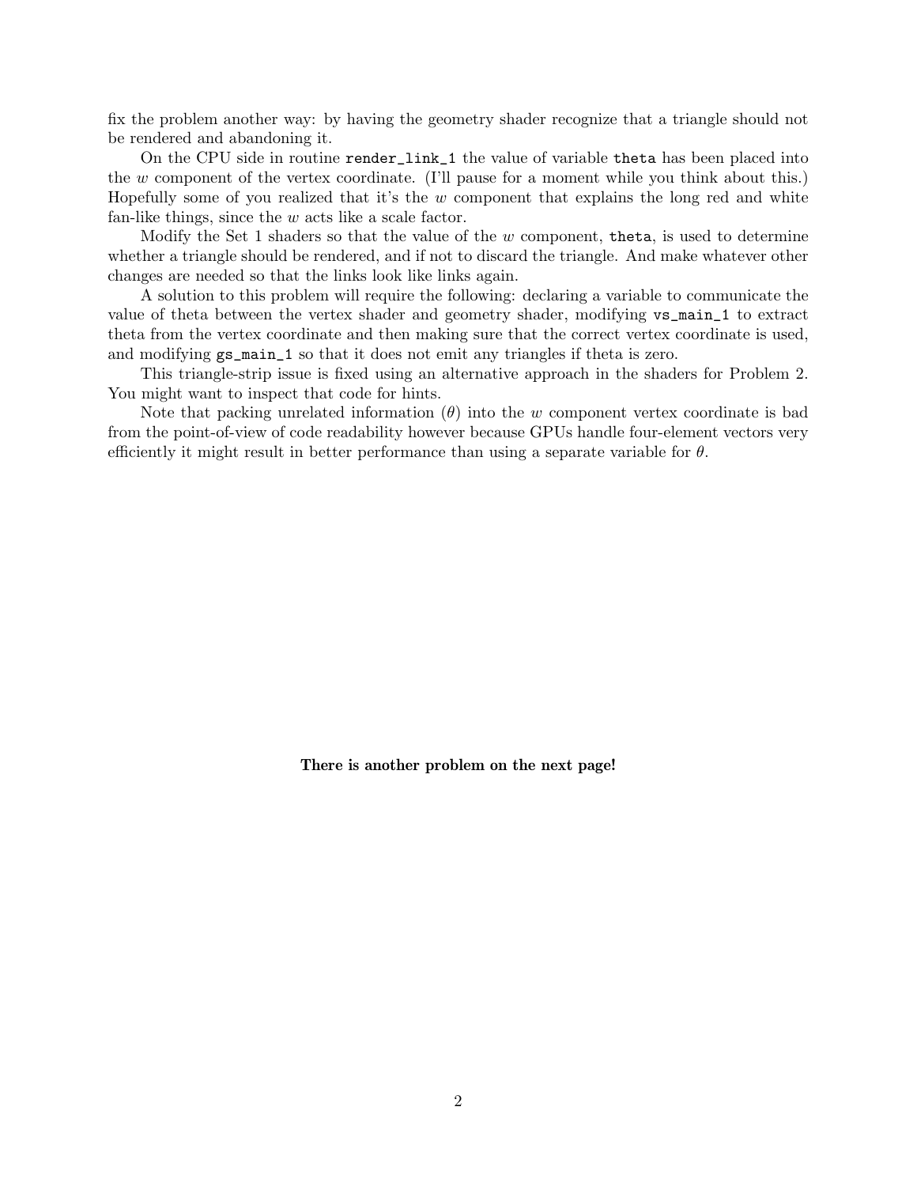fix the problem another way: by having the geometry shader recognize that a triangle should not be rendered and abandoning it.

On the CPU side in routine `render_link_1` the value of variable `theta` has been placed into the $w$ component of the vertex coordinate. (I'll pause for a moment while you think about this.) Hopefully some of you realized that it's the $w$ component that explains the long red and white fan-like things, since the $w$ acts like a scale factor.

Modify the Set 1 shaders so that the value of the $w$ component, `theta`, is used to determine whether a triangle should be rendered, and if not to discard the triangle. And make whatever other changes are needed so that the links look like links again.

A solution to this problem will require the following: declaring a variable to communicate the value of theta between the vertex shader and geometry shader, modifying `vs_main_1` to extract theta from the vertex coordinate and then making sure that the correct vertex coordinate is used, and modifying `gs_main_1` so that it does not emit any triangles if theta is zero.

This triangle-strip issue is fixed using an alternative approach in the shaders for Problem 2. You might want to inspect that code for hints.

Note that packing unrelated information ($\theta$) into the $w$ component vertex coordinate is bad from the point-of-view of code readability however because GPUs handle four-element vectors very efficiently it might result in better performance than using a separate variable for $\theta$.

**There is another problem on the next page!**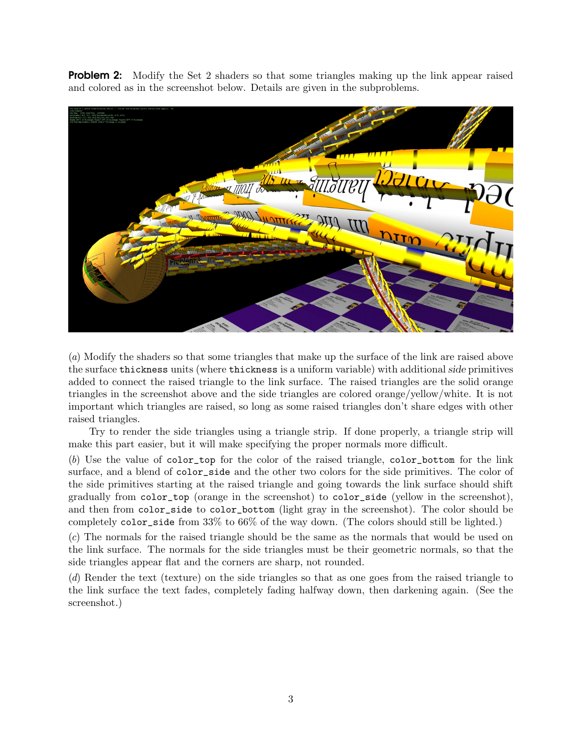**Problem 2:** Modify the Set 2 shaders so that some triangles making up the link appear raised and colored as in the screenshot below. Details are given in the subproblems.

(*a*) Modify the shaders so that some triangles that make up the surface of the link are raised above the surface `thickness` units (where `thickness` is a uniform variable) with additional *side* primitives added to connect the raised triangle to the link surface. The raised triangles are the solid orange triangles in the screenshot above and the side triangles are colored orange/yellow/white. It is not important which triangles are raised, so long as some raised triangles don't share edges with other raised triangles.

Try to render the side triangles using a triangle strip. If done properly, a triangle strip will make this part easier, but it will make specifying the proper normals more difficult.

(*b*) Use the value of `color_top` for the color of the raised triangle, `color_bottom` for the link surface, and a blend of `color_side` and the other two colors for the side primitives. The color of the side primitives starting at the raised triangle and going towards the link surface should shift gradually from `color_top` (orange in the screenshot) to `color_side` (yellow in the screenshot), and then from `color_side` to `color_bottom` (light gray in the screenshot). The color should be completely `color_side` from 33% to 66% of the way down. (The colors should still be lighted.)

(*c*) The normals for the raised triangle should be the same as the normals that would be used on the link surface. The normals for the side triangles must be their geometric normals, so that the side triangles appear flat and the corners are sharp, not rounded.

(*d*) Render the text (texture) on the side triangles so that as one goes from the raised triangle to the link surface the text fades, completely fading halfway down, then darkening again. (See the screenshot.)